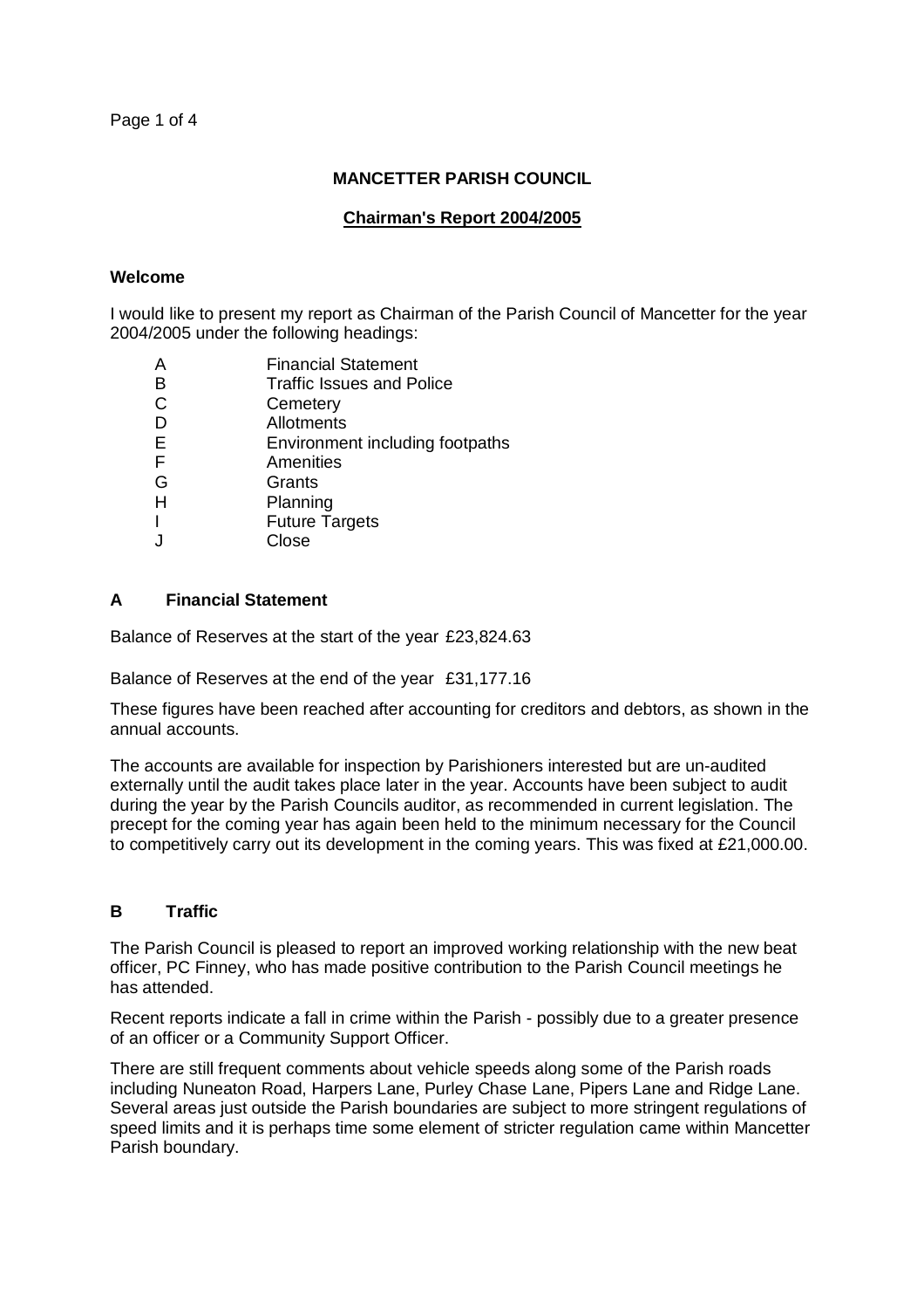# MANCETTER PARISH COUNCIL

## Chairman's Report 2004/2005

### Welcome

I would like to present my report as Chairman of the Parish Council of Mancetter for the year 2004/2005 under the following headings:

| | |
|---|---|
| A | Financial Statement |
| B | Traffic Issues and Police |
| C | Cemetery |
| D | Allotments |
| E | Environment including footpaths |
| F | Amenities |
| G | Grants |
| H | Planning |
| I | Future Targets |
| J | Close |

### A Financial Statement

Balance of Reserves at the start of the year £23,824.63

Balance of Reserves at the end of the year £31,177.16

These figures have been reached after accounting for creditors and debtors, as shown in the annual accounts.

The accounts are available for inspection by Parishioners interested but are un-audited externally until the audit takes place later in the year. Accounts have been subject to audit during the year by the Parish Councils auditor, as recommended in current legislation. The precept for the coming year has again been held to the minimum necessary for the Council to competitively carry out its development in the coming years. This was fixed at £21,000.00.

### B Traffic

The Parish Council is pleased to report an improved working relationship with the new beat officer, PC Finney, who has made positive contribution to the Parish Council meetings he has attended.

Recent reports indicate a fall in crime within the Parish - possibly due to a greater presence of an officer or a Community Support Officer.

There are still frequent comments about vehicle speeds along some of the Parish roads including Nuneaton Road, Harpers Lane, Purley Chase Lane, Pipers Lane and Ridge Lane. Several areas just outside the Parish boundaries are subject to more stringent regulations of speed limits and it is perhaps time some element of stricter regulation came within Mancetter Parish boundary.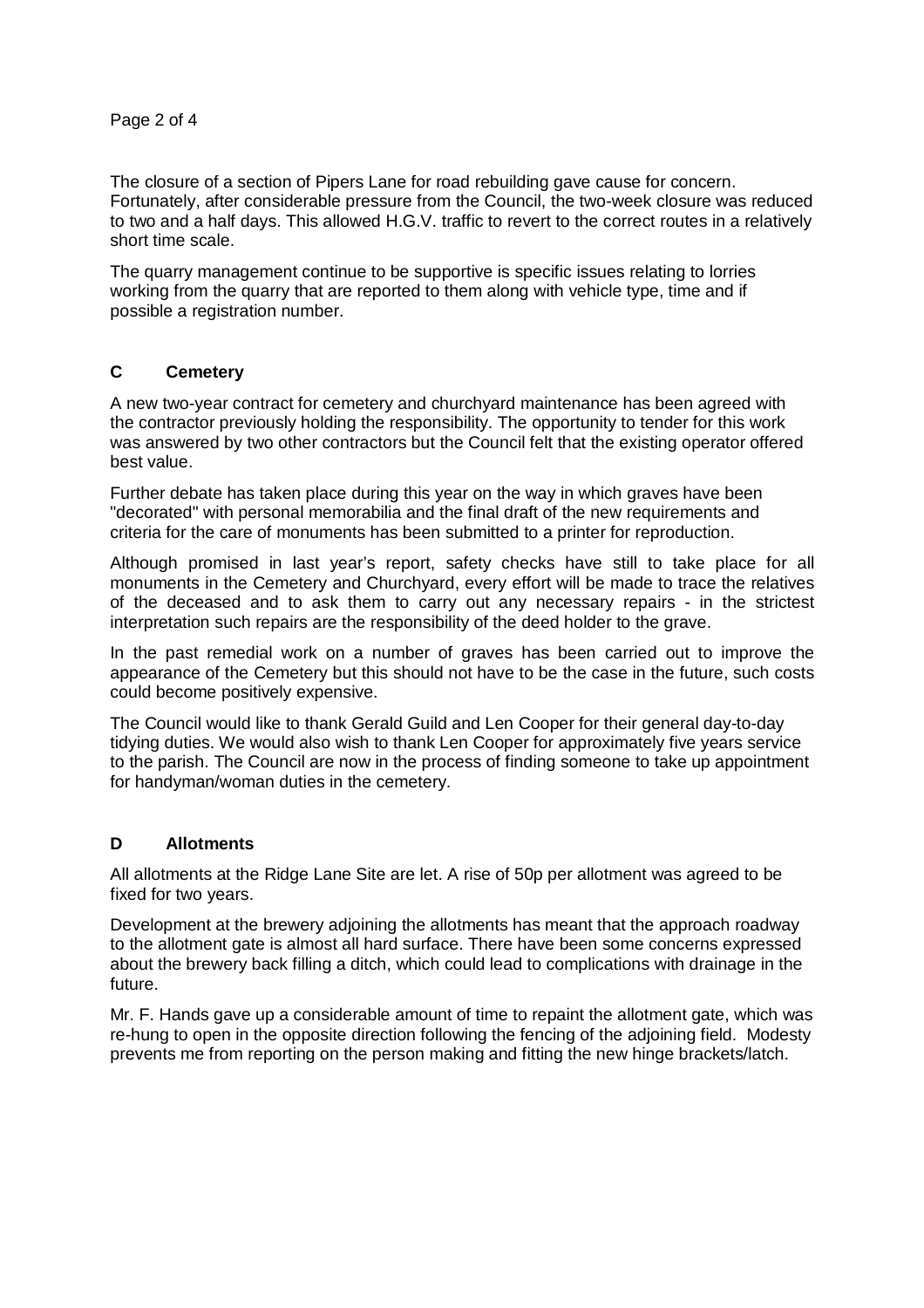The closure of a section of Pipers Lane for road rebuilding gave cause for concern. Fortunately, after considerable pressure from the Council, the two-week closure was reduced to two and a half days. This allowed H.G.V. traffic to revert to the correct routes in a relatively short time scale.

The quarry management continue to be supportive is specific issues relating to lorries working from the quarry that are reported to them along with vehicle type, time and if possible a registration number.

## C Cemetery

A new two-year contract for cemetery and churchyard maintenance has been agreed with the contractor previously holding the responsibility. The opportunity to tender for this work was answered by two other contractors but the Council felt that the existing operator offered best value.

Further debate has taken place during this year on the way in which graves have been "decorated" with personal memorabilia and the final draft of the new requirements and criteria for the care of monuments has been submitted to a printer for reproduction.

Although promised in last year's report, safety checks have still to take place for all monuments in the Cemetery and Churchyard, every effort will be made to trace the relatives of the deceased and to ask them to carry out any necessary repairs - in the strictest interpretation such repairs are the responsibility of the deed holder to the grave.

In the past remedial work on a number of graves has been carried out to improve the appearance of the Cemetery but this should not have to be the case in the future, such costs could become positively expensive.

The Council would like to thank Gerald Guild and Len Cooper for their general day-to-day tidying duties. We would also wish to thank Len Cooper for approximately five years service to the parish. The Council are now in the process of finding someone to take up appointment for handyman/woman duties in the cemetery.

## D Allotments

All allotments at the Ridge Lane Site are let. A rise of 50p per allotment was agreed to be fixed for two years.

Development at the brewery adjoining the allotments has meant that the approach roadway to the allotment gate is almost all hard surface. There have been some concerns expressed about the brewery back filling a ditch, which could lead to complications with drainage in the future.

Mr. F. Hands gave up a considerable amount of time to repaint the allotment gate, which was re-hung to open in the opposite direction following the fencing of the adjoining field. Modesty prevents me from reporting on the person making and fitting the new hinge brackets/latch.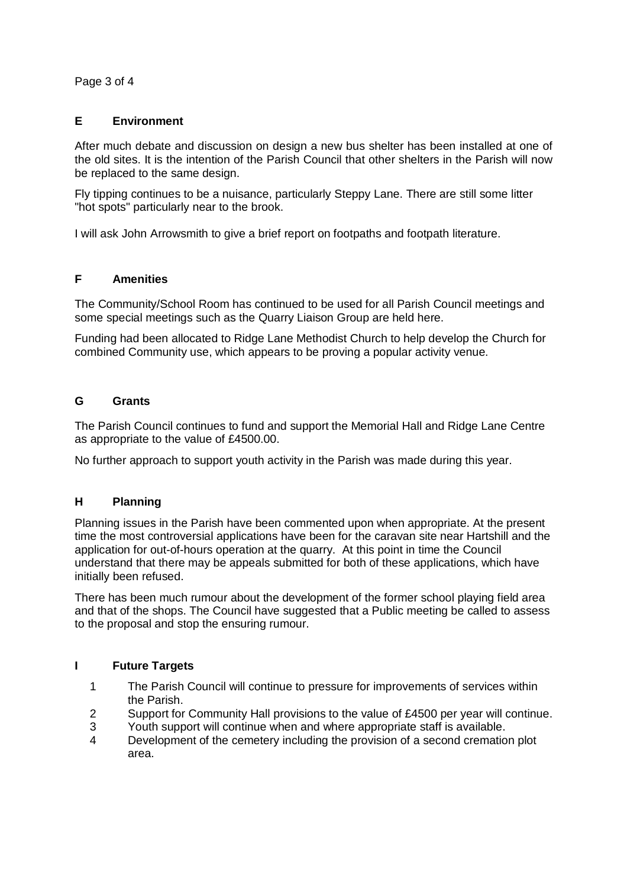## E Environment

After much debate and discussion on design a new bus shelter has been installed at one of the old sites. It is the intention of the Parish Council that other shelters in the Parish will now be replaced to the same design.

Fly tipping continues to be a nuisance, particularly Steppy Lane. There are still some litter "hot spots" particularly near to the brook.

I will ask John Arrowsmith to give a brief report on footpaths and footpath literature.

## F Amenities

The Community/School Room has continued to be used for all Parish Council meetings and some special meetings such as the Quarry Liaison Group are held here.

Funding had been allocated to Ridge Lane Methodist Church to help develop the Church for combined Community use, which appears to be proving a popular activity venue.

## G Grants

The Parish Council continues to fund and support the Memorial Hall and Ridge Lane Centre as appropriate to the value of £4500.00.

No further approach to support youth activity in the Parish was made during this year.

## H Planning

Planning issues in the Parish have been commented upon when appropriate. At the present time the most controversial applications have been for the caravan site near Hartshill and the application for out-of-hours operation at the quarry. At this point in time the Council understand that there may be appeals submitted for both of these applications, which have initially been refused.

There has been much rumour about the development of the former school playing field area and that of the shops. The Council have suggested that a Public meeting be called to assess to the proposal and stop the ensuring rumour.

## I Future Targets

1. The Parish Council will continue to pressure for improvements of services within the Parish.
2. Support for Community Hall provisions to the value of £4500 per year will continue.
3. Youth support will continue when and where appropriate staff is available.
4. Development of the cemetery including the provision of a second cremation plot area.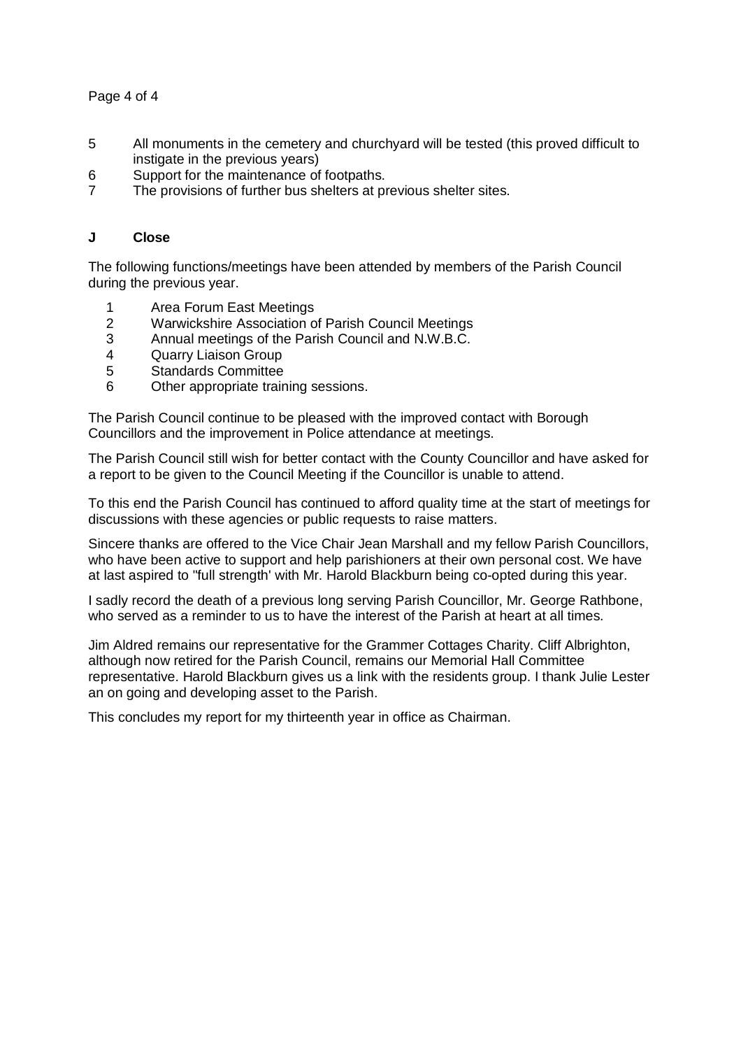5 All monuments in the cemetery and churchyard will be tested (this proved difficult to instigate in the previous years)
6 Support for the maintenance of footpaths.
7 The provisions of further bus shelters at previous shelter sites.

## J Close

The following functions/meetings have been attended by members of the Parish Council during the previous year.

1 Area Forum East Meetings
2 Warwickshire Association of Parish Council Meetings
3 Annual meetings of the Parish Council and N.W.B.C.
4 Quarry Liaison Group
5 Standards Committee
6 Other appropriate training sessions.

The Parish Council continue to be pleased with the improved contact with Borough Councillors and the improvement in Police attendance at meetings.

The Parish Council still wish for better contact with the County Councillor and have asked for a report to be given to the Council Meeting if the Councillor is unable to attend.

To this end the Parish Council has continued to afford quality time at the start of meetings for discussions with these agencies or public requests to raise matters.

Sincere thanks are offered to the Vice Chair Jean Marshall and my fellow Parish Councillors, who have been active to support and help parishioners at their own personal cost. We have at last aspired to "full strength' with Mr. Harold Blackburn being co-opted during this year.

I sadly record the death of a previous long serving Parish Councillor, Mr. George Rathbone, who served as a reminder to us to have the interest of the Parish at heart at all times.

Jim Aldred remains our representative for the Grammer Cottages Charity. Cliff Albrighton, although now retired for the Parish Council, remains our Memorial Hall Committee representative. Harold Blackburn gives us a link with the residents group. I thank Julie Lester an on going and developing asset to the Parish.

This concludes my report for my thirteenth year in office as Chairman.